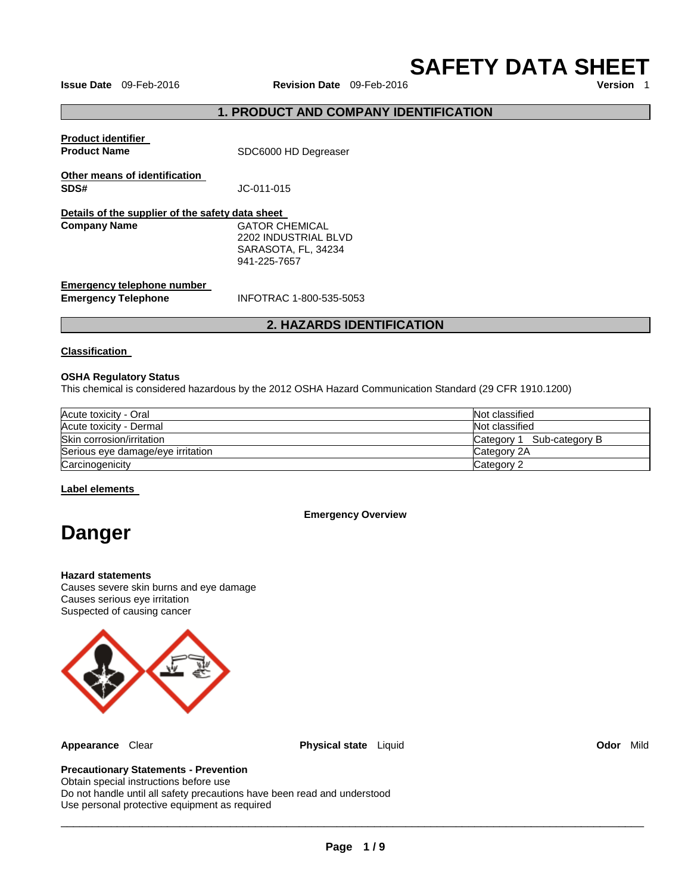# SAFETY DATA SHEET

**Issue Date** 09-Feb-2016 **Revision Date** 09-Feb-2016 **Version** 1

## 1. PRODUCT AND COMPANY IDENTIFICATION

**Product identifier**

**Product Name** SDC6000 HD Degreaser

**Other means of identification**

**SDS#** JC-011-015

**Details of the supplier of the safety data sheet**

**Company Name** GATOR CHEMICAL
2202 INDUSTRIAL BLVD
SARASOTA, FL, 34234
941-225-7657

**Emergency telephone number**

**Emergency Telephone** INFOTRAC 1-800-535-5053

## 2. HAZARDS IDENTIFICATION

**Classification**

**OSHA Regulatory Status**
This chemical is considered hazardous by the 2012 OSHA Hazard Communication Standard (29 CFR 1910.1200)

| | |
|---|---|
| Acute toxicity - Oral | Not classified |
| Acute toxicity - Dermal | Not classified |
| Skin corrosion/irritation | Category 1 Sub-category B |
| Serious eye damage/eye irritation | Category 2A |
| Carcinogenicity | Category 2 |

**Label elements**

**Emergency Overview**

# Danger

**Hazard statements**
Causes severe skin burns and eye damage
Causes serious eye irritation
Suspected of causing cancer

**Appearance** Clear **Physical state** Liquid **Odor** Mild

**Precautionary Statements - Prevention**
Obtain special instructions before use
Do not handle until all safety precautions have been read and understood
Use personal protective equipment as required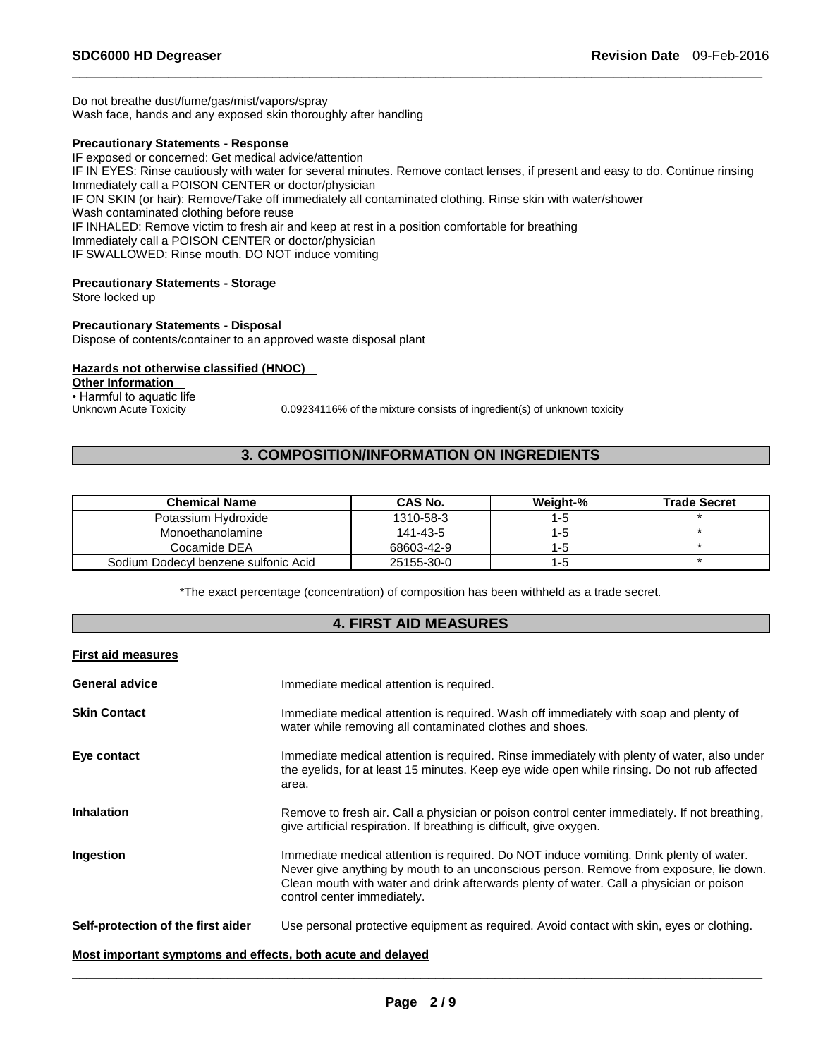Do not breathe dust/fume/gas/mist/vapors/spray
Wash face, hands and any exposed skin thoroughly after handling

**Precautionary Statements - Response**

IF exposed or concerned: Get medical advice/attention
IF IN EYES: Rinse cautiously with water for several minutes. Remove contact lenses, if present and easy to do. Continue rinsing
Immediately call a POISON CENTER or doctor/physician
IF ON SKIN (or hair): Remove/Take off immediately all contaminated clothing. Rinse skin with water/shower
Wash contaminated clothing before reuse
IF INHALED: Remove victim to fresh air and keep at rest in a position comfortable for breathing
Immediately call a POISON CENTER or doctor/physician
IF SWALLOWED: Rinse mouth. DO NOT induce vomiting

**Precautionary Statements - Storage**

Store locked up

**Precautionary Statements - Disposal**

Dispose of contents/container to an approved waste disposal plant

**Hazards not otherwise classified (HNOC)**

**Other Information**

• Harmful to aquatic life

Unknown Acute Toxicity 0.09234116% of the mixture consists of ingredient(s) of unknown toxicity

## 3. COMPOSITION/INFORMATION ON INGREDIENTS

| Chemical Name | CAS No. | Weight-% | Trade Secret |
|---|---|---|---|
| Potassium Hydroxide | 1310-58-3 | 1-5 | * |
| Monoethanolamine | 141-43-5 | 1-5 | * |
| Cocamide DEA | 68603-42-9 | 1-5 | * |
| Sodium Dodecyl benzene sulfonic Acid | 25155-30-0 | 1-5 | * |

*The exact percentage (concentration) of composition has been withheld as a trade secret.

## 4. FIRST AID MEASURES

**First aid measures**

**General advice**: Immediate medical attention is required.

**Skin Contact**: Immediate medical attention is required. Wash off immediately with soap and plenty of water while removing all contaminated clothes and shoes.

**Eye contact**: Immediate medical attention is required. Rinse immediately with plenty of water, also under the eyelids, for at least 15 minutes. Keep eye wide open while rinsing. Do not rub affected area.

**Inhalation**: Remove to fresh air. Call a physician or poison control center immediately. If not breathing, give artificial respiration. If breathing is difficult, give oxygen.

**Ingestion**: Immediate medical attention is required. Do NOT induce vomiting. Drink plenty of water. Never give anything by mouth to an unconscious person. Remove from exposure, lie down. Clean mouth with water and drink afterwards plenty of water. Call a physician or poison control center immediately.

**Self-protection of the first aider**: Use personal protective equipment as required. Avoid contact with skin, eyes or clothing.

**Most important symptoms and effects, both acute and delayed**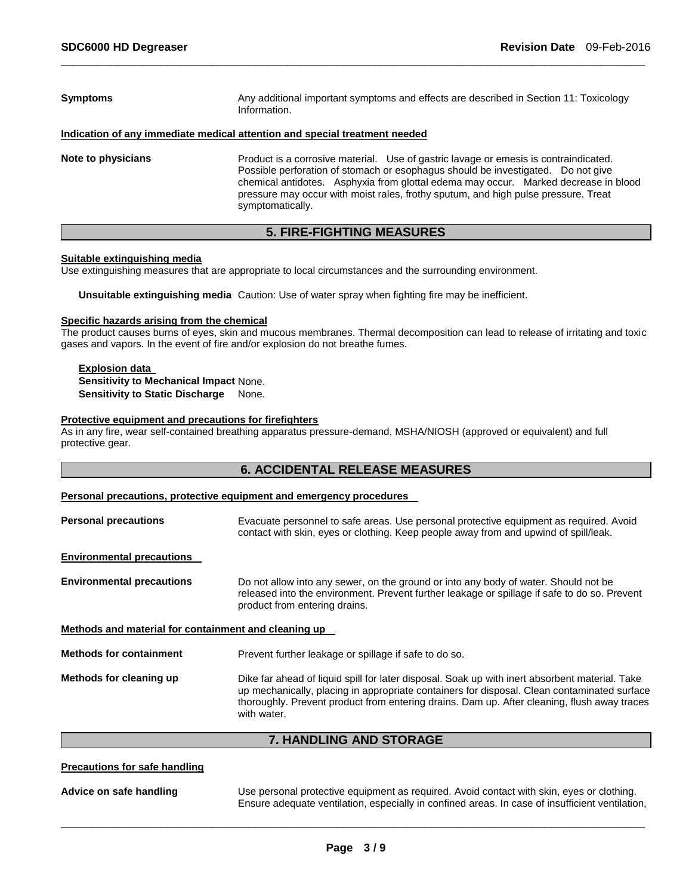**Symptoms** Any additional important symptoms and effects are described in Section 11: Toxicology Information.

**Indication of any immediate medical attention and special treatment needed**

**Note to physicians** Product is a corrosive material. Use of gastric lavage or emesis is contraindicated. Possible perforation of stomach or esophagus should be investigated. Do not give chemical antidotes. Asphyxia from glottal edema may occur. Marked decrease in blood pressure may occur with moist rales, frothy sputum, and high pulse pressure. Treat symptomatically.

## 5. FIRE-FIGHTING MEASURES

**Suitable extinguishing media**

Use extinguishing measures that are appropriate to local circumstances and the surrounding environment.

**Unsuitable extinguishing media** Caution: Use of water spray when fighting fire may be inefficient.

**Specific hazards arising from the chemical**

The product causes burns of eyes, skin and mucous membranes. Thermal decomposition can lead to release of irritating and toxic gases and vapors. In the event of fire and/or explosion do not breathe fumes.

**Explosion data**

**Sensitivity to Mechanical Impact** None.

**Sensitivity to Static Discharge** None.

**Protective equipment and precautions for firefighters**

As in any fire, wear self-contained breathing apparatus pressure-demand, MSHA/NIOSH (approved or equivalent) and full protective gear.

## 6. ACCIDENTAL RELEASE MEASURES

**Personal precautions, protective equipment and emergency procedures**

**Personal precautions** Evacuate personnel to safe areas. Use personal protective equipment as required. Avoid contact with skin, eyes or clothing. Keep people away from and upwind of spill/leak.

**Environmental precautions**

**Environmental precautions** Do not allow into any sewer, on the ground or into any body of water. Should not be released into the environment. Prevent further leakage or spillage if safe to do so. Prevent product from entering drains.

**Methods and material for containment and cleaning up**

**Methods for containment** Prevent further leakage or spillage if safe to do so.

**Methods for cleaning up** Dike far ahead of liquid spill for later disposal. Soak up with inert absorbent material. Take up mechanically, placing in appropriate containers for disposal. Clean contaminated surface thoroughly. Prevent product from entering drains. Dam up. After cleaning, flush away traces with water.

## 7. HANDLING AND STORAGE

**Precautions for safe handling**

**Advice on safe handling** Use personal protective equipment as required. Avoid contact with skin, eyes or clothing. Ensure adequate ventilation, especially in confined areas. In case of insufficient ventilation,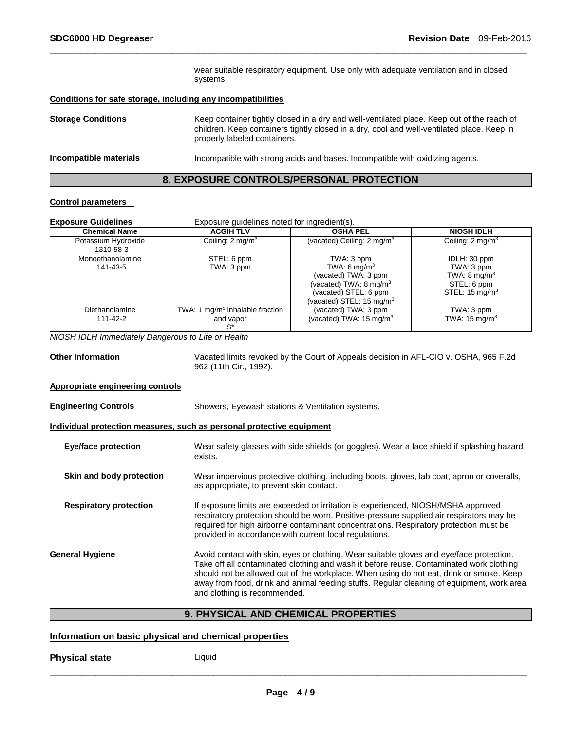wear suitable respiratory equipment. Use only with adequate ventilation and in closed systems.

**Conditions for safe storage, including any incompatibilities**

**Storage Conditions** Keep container tightly closed in a dry and well-ventilated place. Keep out of the reach of children. Keep containers tightly closed in a dry, cool and well-ventilated place. Keep in properly labeled containers.

**Incompatible materials** Incompatible with strong acids and bases. Incompatible with oxidizing agents.

## 8. EXPOSURE CONTROLS/PERSONAL PROTECTION

**Control parameters**

**Exposure Guidelines** Exposure guidelines noted for ingredient(s).

| Chemical Name | ACGIH TLV | OSHA PEL | NIOSH IDLH |
|---|---|---|---|
| Potassium Hydroxide 1310-58-3 | Ceiling: 2 mg/m$^3$ | (vacated) Ceiling: 2 mg/m$^3$ | Ceiling: 2 mg/m$^3$ |
| Monoethanolamine 141-43-5 | STEL: 6 ppm<br>TWA: 3 ppm | TWA: 3 ppm<br>TWA: 6 mg/m$^3$<br>(vacated) TWA: 3 ppm<br>(vacated) TWA: 8 mg/m$^3$<br>(vacated) STEL: 6 ppm<br>(vacated) STEL: 15 mg/m$^3$ | IDLH: 30 ppm<br>TWA: 3 ppm<br>TWA: 8 mg/m$^3$<br>STEL: 6 ppm<br>STEL: 15 mg/m$^3$ |
| Diethanolamine 111-42-2 | TWA: 1 mg/m$^3$ inhalable fraction and vapor<br>S* | (vacated) TWA: 3 ppm<br>(vacated) TWA: 15 mg/m$^3$ | TWA: 3 ppm<br>TWA: 15 mg/m$^3$ |

*NIOSH IDLH Immediately Dangerous to Life or Health*

**Other Information** Vacated limits revoked by the Court of Appeals decision in AFL-CIO v. OSHA, 965 F.2d 962 (11th Cir., 1992).

**Appropriate engineering controls**

**Engineering Controls** Showers, Eyewash stations & Ventilation systems.

**Individual protection measures, such as personal protective equipment**

**Eye/face protection** Wear safety glasses with side shields (or goggles). Wear a face shield if splashing hazard exists.

**Skin and body protection** Wear impervious protective clothing, including boots, gloves, lab coat, apron or coveralls, as appropriate, to prevent skin contact.

**Respiratory protection** If exposure limits are exceeded or irritation is experienced, NIOSH/MSHA approved respiratory protection should be worn. Positive-pressure supplied air respirators may be required for high airborne contaminant concentrations. Respiratory protection must be provided in accordance with current local regulations.

**General Hygiene** Avoid contact with skin, eyes or clothing. Wear suitable gloves and eye/face protection. Take off all contaminated clothing and wash it before reuse. Contaminated work clothing should not be allowed out of the workplace. When using do not eat, drink or smoke. Keep away from food, drink and animal feeding stuffs. Regular cleaning of equipment, work area and clothing is recommended.

## 9. PHYSICAL AND CHEMICAL PROPERTIES

**Information on basic physical and chemical properties**

**Physical state** Liquid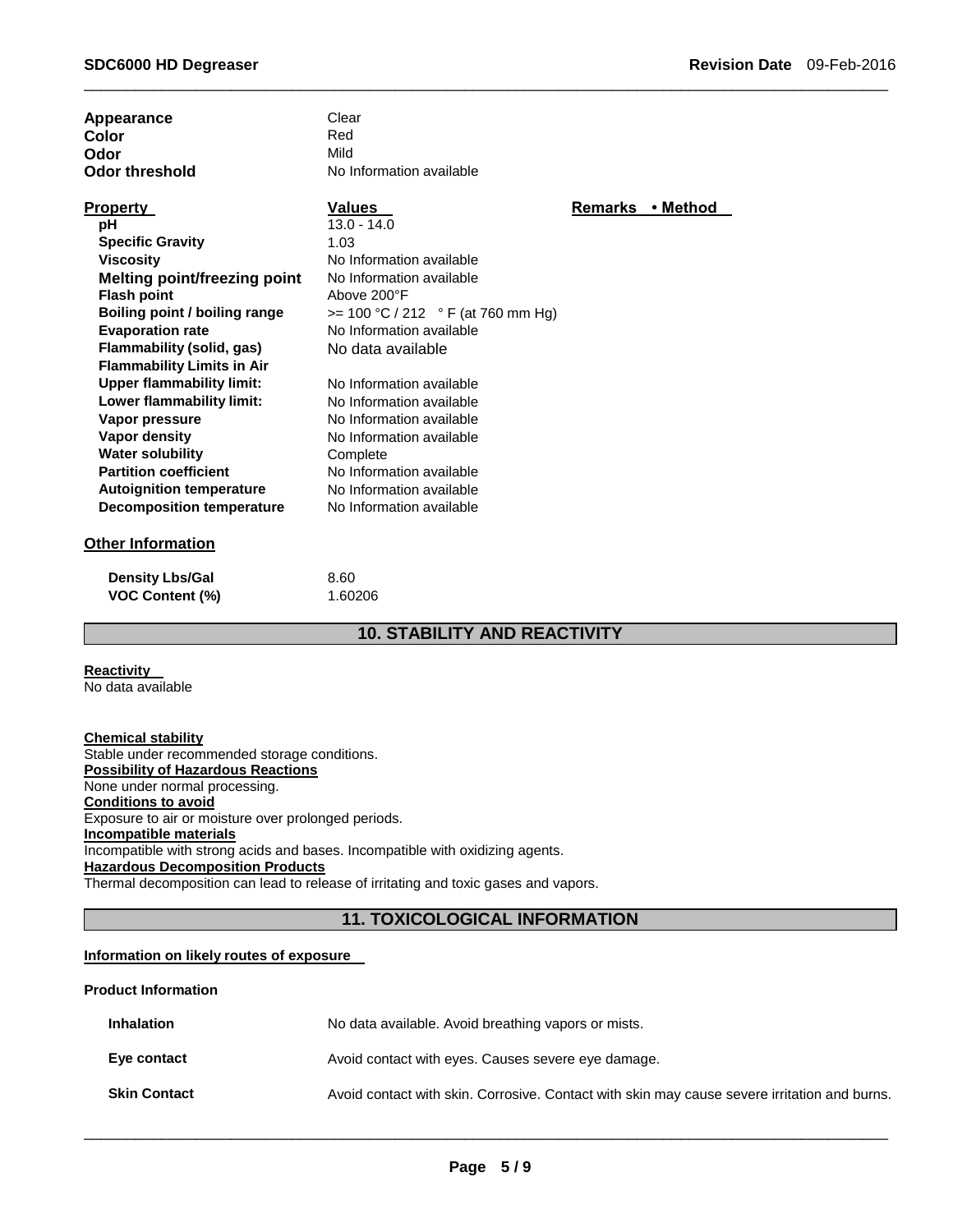| | |
|---|---|
| **Appearance** | Clear |
| **Color** | Red |
| **Odor** | Mild |
| **Odor threshold** | No Information available |

| **Property** | **Values** | **Remarks • Method** |
|---|---|---|
| **pH** | 13.0 - 14.0 | |
| **Specific Gravity** | 1.03 | |
| **Viscosity** | No Information available | |
| **Melting point/freezing point** | No Information available | |
| **Flash point** | Above 200°F | |
| **Boiling point / boiling range** | >= 100 °C / 212 ° F (at 760 mm Hg) | |
| **Evaporation rate** | No Information available | |
| **Flammability (solid, gas)** | No data available | |
| **Flammability Limits in Air** | | |
| **Upper flammability limit:** | No Information available | |
| **Lower flammability limit:** | No Information available | |
| **Vapor pressure** | No Information available | |
| **Vapor density** | No Information available | |
| **Water solubility** | Complete | |
| **Partition coefficient** | No Information available | |
| **Autoignition temperature** | No Information available | |
| **Decomposition temperature** | No Information available | |

**Other Information**

| | |
|---|---|
| **Density Lbs/Gal** | 8.60 |
| **VOC Content (%)** | 1.60206 |

## 10. STABILITY AND REACTIVITY

**Reactivity**
No data available

**Chemical stability**
Stable under recommended storage conditions.

**Possibility of Hazardous Reactions**
None under normal processing.

**Conditions to avoid**
Exposure to air or moisture over prolonged periods.

**Incompatible materials**
Incompatible with strong acids and bases. Incompatible with oxidizing agents.

**Hazardous Decomposition Products**
Thermal decomposition can lead to release of irritating and toxic gases and vapors.

## 11. TOXICOLOGICAL INFORMATION

**Information on likely routes of exposure**

**Product Information**

| | |
|---|---|
| **Inhalation** | No data available. Avoid breathing vapors or mists. |
| **Eye contact** | Avoid contact with eyes. Causes severe eye damage. |
| **Skin Contact** | Avoid contact with skin. Corrosive. Contact with skin may cause severe irritation and burns. |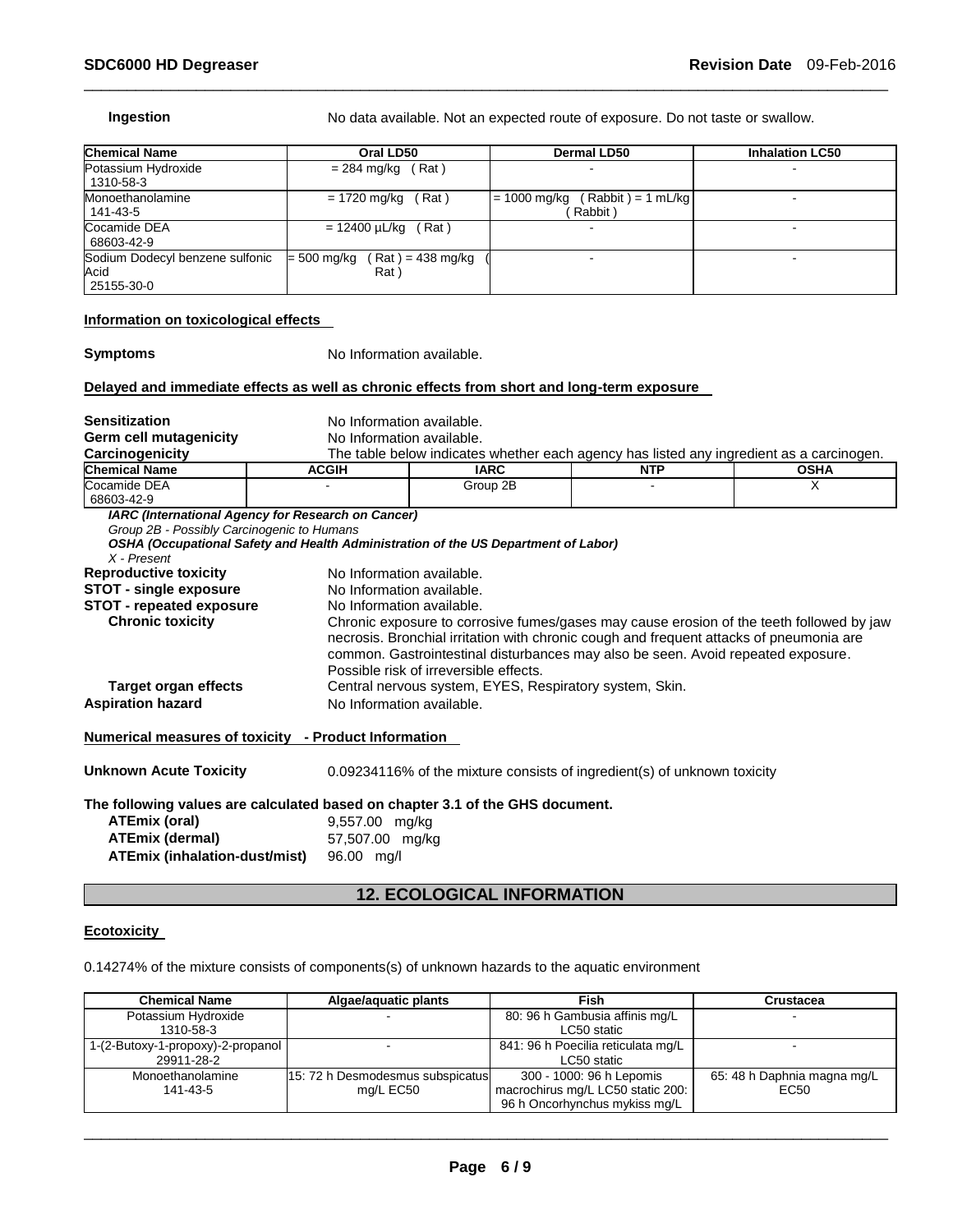**Ingestion** No data available. Not an expected route of exposure. Do not taste or swallow.

| Chemical Name | Oral LD50 | Dermal LD50 | Inhalation LC50 |
| --- | --- | --- | --- |
| Potassium Hydroxide 1310-58-3 | = 284 mg/kg ( Rat ) | - | - |
| Monoethanolamine 141-43-5 | = 1720 mg/kg ( Rat ) | = 1000 mg/kg ( Rabbit ) = 1 mL/kg ( Rabbit ) | - |
| Cocamide DEA 68603-42-9 | = 12400 µL/kg ( Rat ) | - | - |
| Sodium Dodecyl benzene sulfonic Acid 25155-30-0 | = 500 mg/kg ( Rat ) = 438 mg/kg ( Rat ) | - | - |

**Information on toxicological effects**

**Symptoms** No Information available.

**Delayed and immediate effects as well as chronic effects from short and long-term exposure**

**Sensitization** No Information available.
**Germ cell mutagenicity** No Information available.
**Carcinogenicity** The table below indicates whether each agency has listed any ingredient as a carcinogen.

| Chemical Name | ACGIH | IARC | NTP | OSHA |
| --- | --- | --- | --- | --- |
| Cocamide DEA 68603-42-9 | - | Group 2B | - | X |

***IARC (International Agency for Research on Cancer)***
*Group 2B - Possibly Carcinogenic to Humans*
***OSHA (Occupational Safety and Health Administration of the US Department of Labor)***
*X - Present*

**Reproductive toxicity** No Information available.
**STOT - single exposure** No Information available.
**STOT - repeated exposure** No Information available.
**Chronic toxicity** Chronic exposure to corrosive fumes/gases may cause erosion of the teeth followed by jaw necrosis. Bronchial irritation with chronic cough and frequent attacks of pneumonia are common. Gastrointestinal disturbances may also be seen. Avoid repeated exposure. Possible risk of irreversible effects.
**Target organ effects** Central nervous system, EYES, Respiratory system, Skin.
**Aspiration hazard** No Information available.

**Numerical measures of toxicity - Product Information**

**Unknown Acute Toxicity** 0.09234116% of the mixture consists of ingredient(s) of unknown toxicity

**The following values are calculated based on chapter 3.1 of the GHS document.**

**ATEmix (oral)** 9,557.00 mg/kg
**ATEmix (dermal)** 57,507.00 mg/kg
**ATEmix (inhalation-dust/mist)** 96.00 mg/l

## 12. ECOLOGICAL INFORMATION

**Ecotoxicity**

0.14274% of the mixture consists of components(s) of unknown hazards to the aquatic environment

| Chemical Name | Algae/aquatic plants | Fish | Crustacea |
| --- | --- | --- | --- |
| Potassium Hydroxide 1310-58-3 | - | 80: 96 h Gambusia affinis mg/L LC50 static | - |
| 1-(2-Butoxy-1-propoxy)-2-propanol 29911-28-2 | - | 841: 96 h Poecilia reticulata mg/L LC50 static | - |
| Monoethanolamine 141-43-5 | 15: 72 h Desmodesmus subspicatus mg/L EC50 | 300 - 1000: 96 h Lepomis macrochirus mg/L LC50 static 200: 96 h Oncorhynchus mykiss mg/L | 65: 48 h Daphnia magna mg/L EC50 |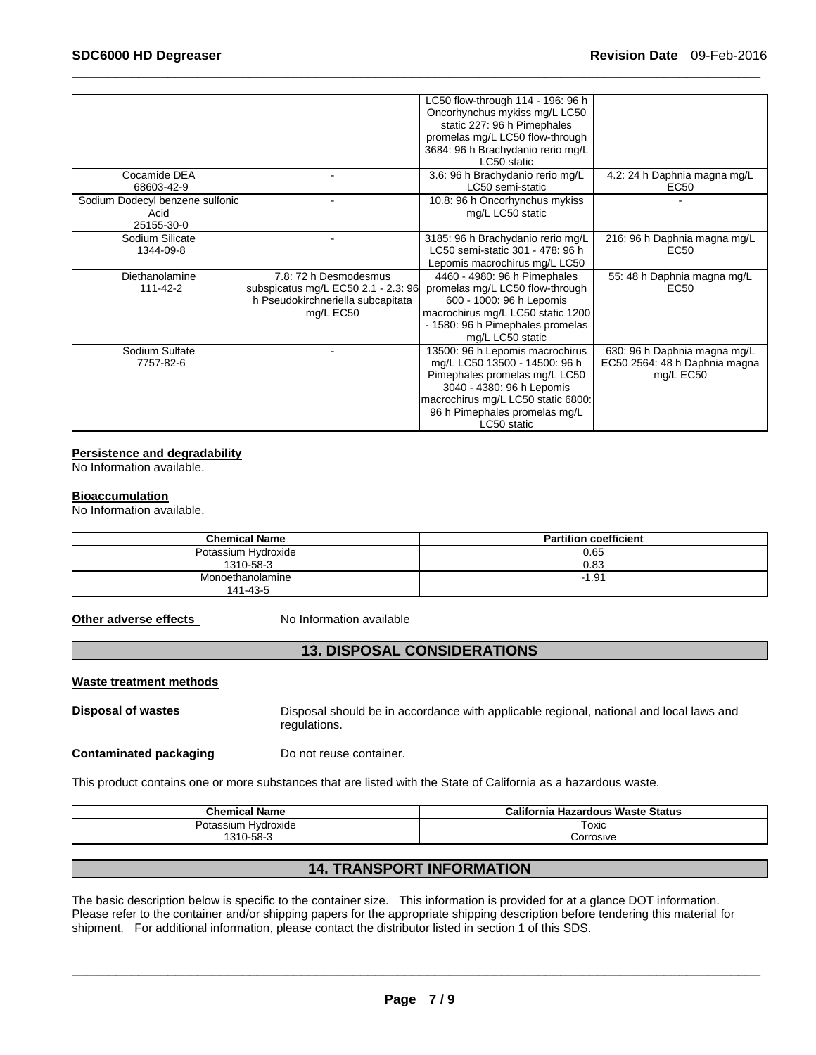| | | | |
|---|---|---|---|
| | | LC50 flow-through 114 - 196: 96 h Oncorhynchus mykiss mg/L LC50 static 227: 96 h Pimephales promelas mg/L LC50 flow-through 3684: 96 h Brachydanio rerio mg/L LC50 static | |
| Cocamide DEA<br>68603-42-9 | - | 3.6: 96 h Brachydanio rerio mg/L LC50 semi-static | 4.2: 24 h Daphnia magna mg/L EC50 |
| Sodium Dodecyl benzene sulfonic Acid<br>25155-30-0 | - | 10.8: 96 h Oncorhynchus mykiss mg/L LC50 static | - |
| Sodium Silicate<br>1344-09-8 | - | 3185: 96 h Brachydanio rerio mg/L LC50 semi-static 301 - 478: 96 h Lepomis macrochirus mg/L LC50 | 216: 96 h Daphnia magna mg/L EC50 |
| Diethanolamine<br>111-42-2 | 7.8: 72 h Desmodesmus subspicatus mg/L EC50 2.1 - 2.3: 96 h Pseudokirchneriella subcapitata mg/L EC50 | 4460 - 4980: 96 h Pimephales promelas mg/L LC50 flow-through 600 - 1000: 96 h Lepomis macrochirus mg/L LC50 static 1200 - 1580: 96 h Pimephales promelas mg/L LC50 static | 55: 48 h Daphnia magna mg/L EC50 |
| Sodium Sulfate<br>7757-82-6 | - | 13500: 96 h Lepomis macrochirus mg/L LC50 13500 - 14500: 96 h Pimephales promelas mg/L LC50 3040 - 4380: 96 h Lepomis macrochirus mg/L LC50 static 6800: 96 h Pimephales promelas mg/L LC50 static | 630: 96 h Daphnia magna mg/L EC50 2564: 48 h Daphnia magna mg/L EC50 |

**Persistence and degradability**

No Information available.

**Bioaccumulation**

No Information available.

| Chemical Name | Partition coefficient |
|---|---|
| Potassium Hydroxide<br>1310-58-3 | 0.65<br>0.83 |
| Monoethanolamine<br>141-43-5 | -1.91 |

**Other adverse effects** No Information available

## 13. DISPOSAL CONSIDERATIONS

**Waste treatment methods**

**Disposal of wastes** Disposal should be in accordance with applicable regional, national and local laws and regulations.

**Contaminated packaging** Do not reuse container.

This product contains one or more substances that are listed with the State of California as a hazardous waste.

| Chemical Name | California Hazardous Waste Status |
|---|---|
| Potassium Hydroxide<br>1310-58-3 | Toxic<br>Corrosive |

## 14. TRANSPORT INFORMATION

The basic description below is specific to the container size. This information is provided for at a glance DOT information. Please refer to the container and/or shipping papers for the appropriate shipping description before tendering this material for shipment. For additional information, please contact the distributor listed in section 1 of this SDS.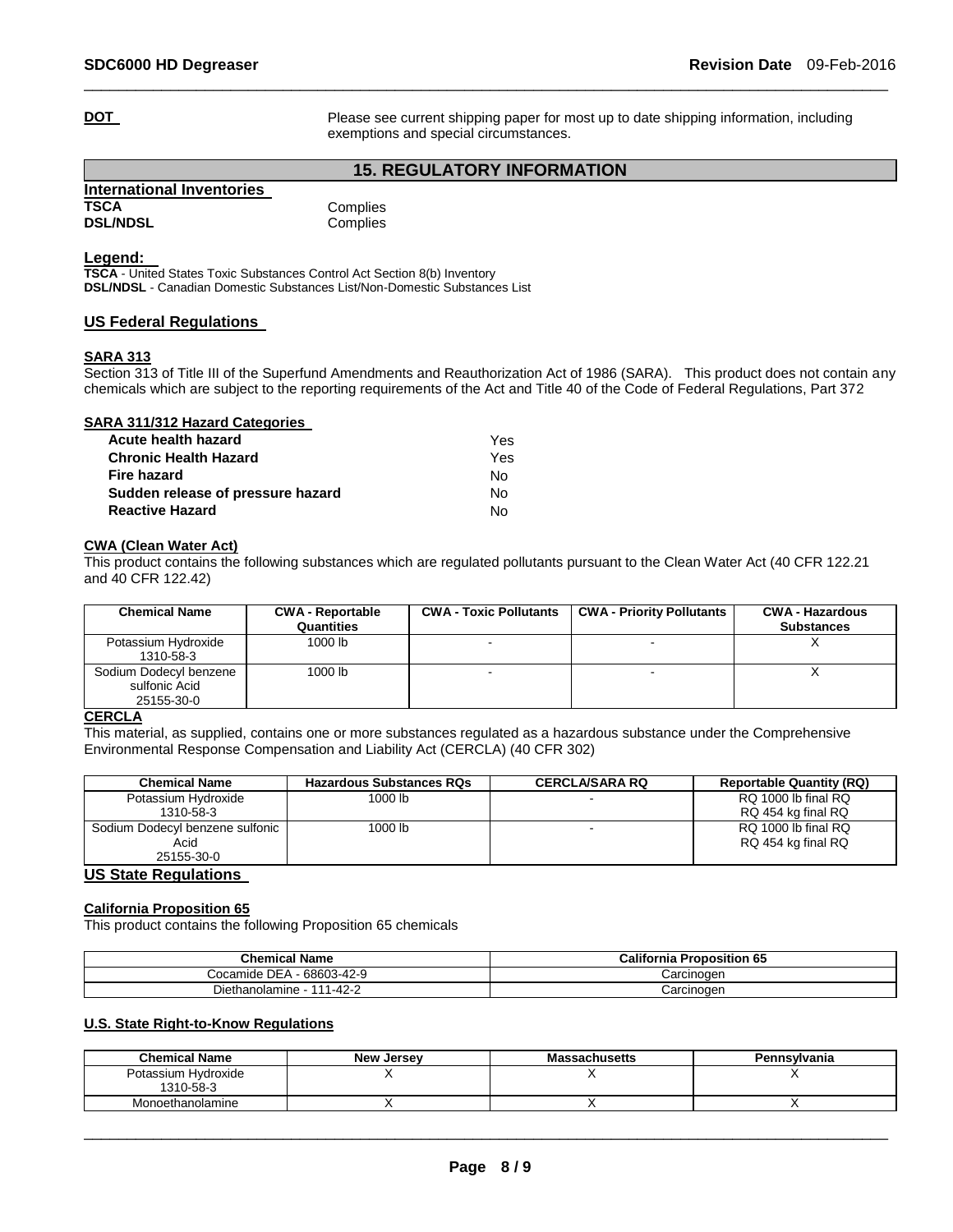**DOT** Please see current shipping paper for most up to date shipping information, including exemptions and special circumstances.

## 15. REGULATORY INFORMATION

**International Inventories**

| | |
|---|---|
| **TSCA** | Complies |
| **DSL/NDSL** | Complies |

**Legend:**

**TSCA** - United States Toxic Substances Control Act Section 8(b) Inventory
**DSL/NDSL** - Canadian Domestic Substances List/Non-Domestic Substances List

### US Federal Regulations

**SARA 313**

Section 313 of Title III of the Superfund Amendments and Reauthorization Act of 1986 (SARA). This product does not contain any chemicals which are subject to the reporting requirements of the Act and Title 40 of the Code of Federal Regulations, Part 372

**SARA 311/312 Hazard Categories**

| | |
|---|---|
| **Acute health hazard** | Yes |
| **Chronic Health Hazard** | Yes |
| **Fire hazard** | No |
| **Sudden release of pressure hazard** | No |
| **Reactive Hazard** | No |

**CWA (Clean Water Act)**

This product contains the following substances which are regulated pollutants pursuant to the Clean Water Act (40 CFR 122.21 and 40 CFR 122.42)

| Chemical Name | CWA - Reportable Quantities | CWA - Toxic Pollutants | CWA - Priority Pollutants | CWA - Hazardous Substances |
|---|---|---|---|---|
| Potassium Hydroxide 1310-58-3 | 1000 lb | - | - | X |
| Sodium Dodecyl benzene sulfonic Acid 25155-30-0 | 1000 lb | - | - | X |

**CERCLA**

This material, as supplied, contains one or more substances regulated as a hazardous substance under the Comprehensive Environmental Response Compensation and Liability Act (CERCLA) (40 CFR 302)

| Chemical Name | Hazardous Substances RQs | CERCLA/SARA RQ | Reportable Quantity (RQ) |
|---|---|---|---|
| Potassium Hydroxide 1310-58-3 | 1000 lb | - | RQ 1000 lb final RQ RQ 454 kg final RQ |
| Sodium Dodecyl benzene sulfonic Acid 25155-30-0 | 1000 lb | - | RQ 1000 lb final RQ RQ 454 kg final RQ |

### US State Regulations

**California Proposition 65**

This product contains the following Proposition 65 chemicals

| Chemical Name | California Proposition 65 |
|---|---|
| Cocamide DEA - 68603-42-9 | Carcinogen |
| Diethanolamine - 111-42-2 | Carcinogen |

**U.S. State Right-to-Know Regulations**

| Chemical Name | New Jersey | Massachusetts | Pennsylvania |
|---|---|---|---|
| Potassium Hydroxide 1310-58-3 | X | X | X |
| Monoethanolamine | X | X | X |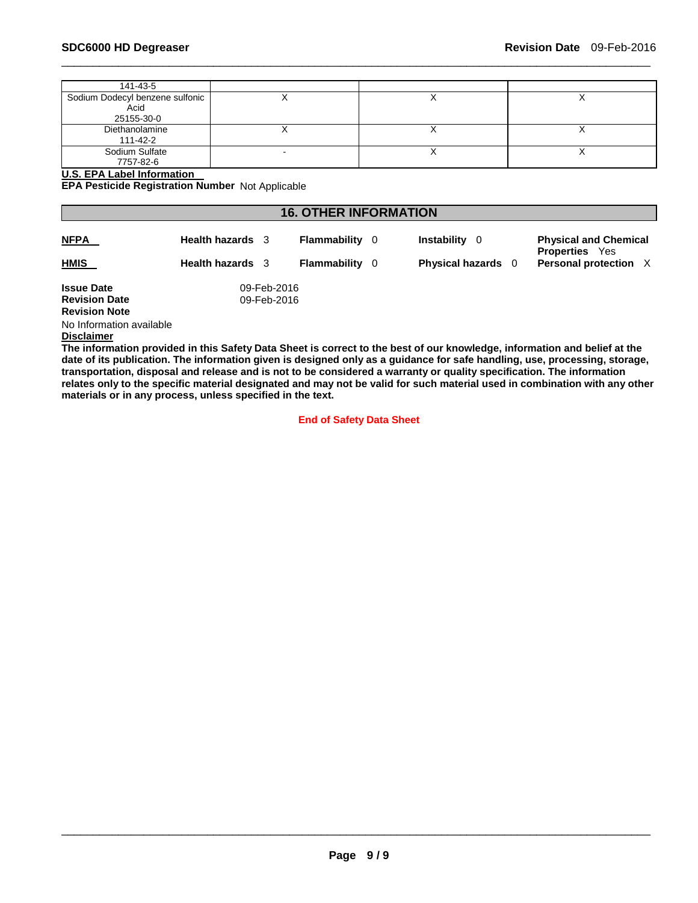| | | | |
|---|---|---|---|
| 141-43-5 | | | |
| Sodium Dodecyl benzene sulfonic Acid 25155-30-0 | X | X | X |
| Diethanolamine 111-42-2 | X | X | X |
| Sodium Sulfate 7757-82-6 | - | X | X |

**U.S. EPA Label Information**

**EPA Pesticide Registration Number** Not Applicable

## 16. OTHER INFORMATION

| | | | | |
|---|---|---|---|---|
| **NFPA** | **Health hazards** 3 | **Flammability** 0 | **Instability** 0 | **Physical and Chemical Properties** Yes |
| **HMIS** | **Health hazards** 3 | **Flammability** 0 | **Physical hazards** 0 | **Personal protection** X |

**Issue Date** 09-Feb-2016

**Revision Date** 09-Feb-2016

**Revision Note**

No Information available

**Disclaimer**

**The information provided in this Safety Data Sheet is correct to the best of our knowledge, information and belief at the date of its publication. The information given is designed only as a guidance for safe handling, use, processing, storage, transportation, disposal and release and is not to be considered a warranty or quality specification. The information relates only to the specific material designated and may not be valid for such material used in combination with any other materials or in any process, unless specified in the text.**

**End of Safety Data Sheet**